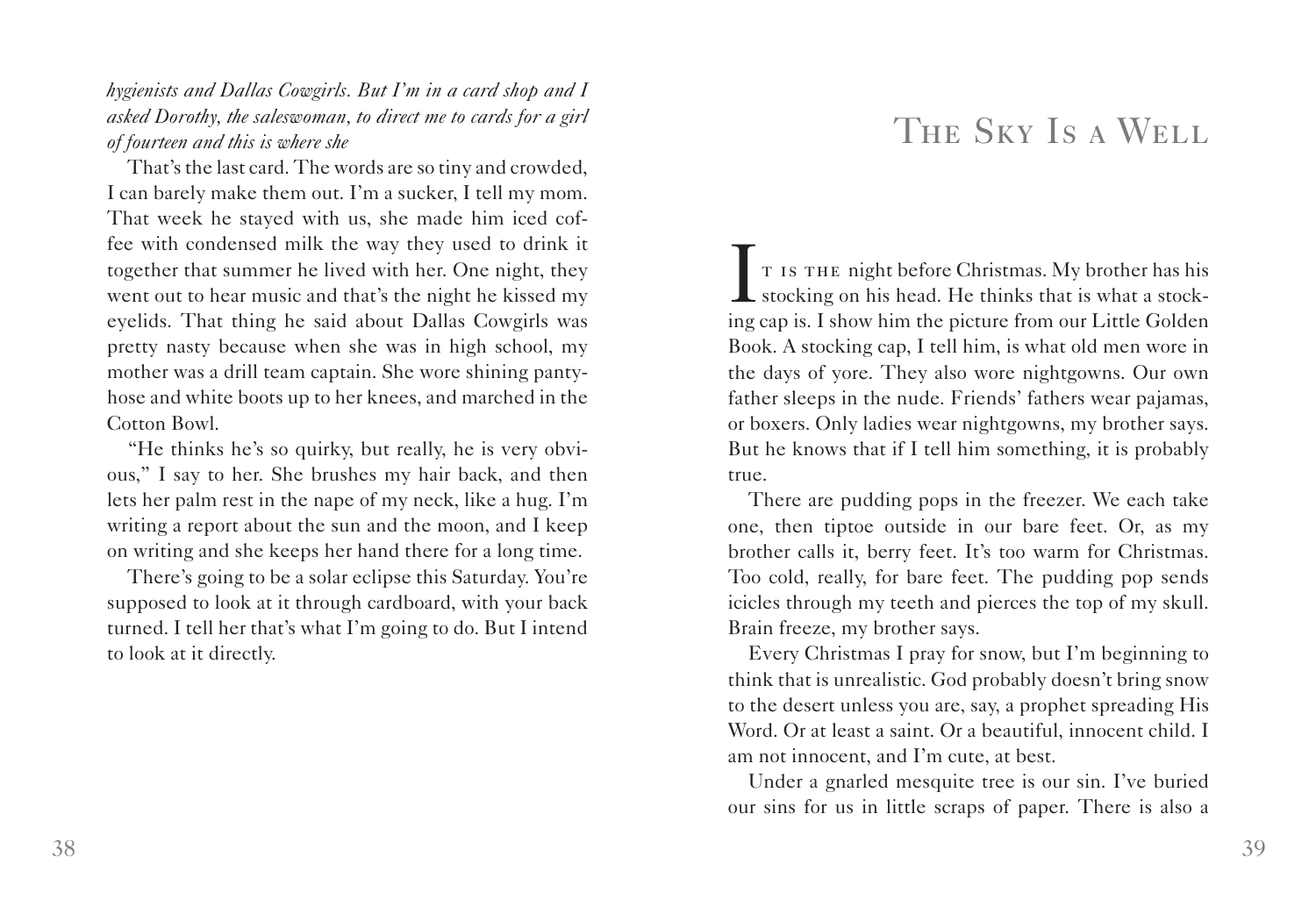*hygienists and Dallas Cowgirls. But I'm in a card shop and I asked Dorothy, the saleswoman, to direct me to cards for a girl of fourteen and this is where she*

That's the last card. The words are so tiny and crowded, I can barely make them out. I'm a sucker, I tell my mom. That week he stayed with us, she made him iced coffee with condensed milk the way they used to drink it together that summer he lived with her. One night, they went out to hear music and that's the night he kissed my eyelids. That thing he said about Dallas Cowgirls was pretty nasty because when she was in high school, my mother was a drill team captain. She wore shining pantyhose and white boots up to her knees, and marched in the Cotton Bowl.

"He thinks he's so quirky, but really, he is very obvious," I say to her. She brushes my hair back, and then lets her palm rest in the nape of my neck, like a hug. I'm writing a report about the sun and the moon, and I keep on writing and she keeps her hand there for a long time.

There's going to be a solar eclipse this Saturday. You're supposed to look at it through cardboard, with your back turned. I tell her that's what I'm going to do. But I intend to look at it directly.

# The Sky Is a Well

It is the night before Christmas. My brother has his stocking on his head. He thinks that is what a stocking cap is. I show him the picture from our Little Golden Book. A stocking cap, I tell him, is what old men wore in the days of yore. They also wore nightgowns. Our own father sleeps in the nude. Friends' fathers wear pajamas, or boxers. Only ladies wear nightgowns, my brother says. But he knows that if I tell him something, it is probably true.

There are pudding pops in the freezer. We each take one, then tiptoe outside in our bare feet. Or, as my brother calls it, berry feet. It's too warm for Christmas. Too cold, really, for bare feet. The pudding pop sends icicles through my teeth and pierces the top of my skull. Brain freeze, my brother says.

Every Christmas I pray for snow, but I'm beginning to think that is unrealistic. God probably doesn't bring snow to the desert unless you are, say, a prophet spreading His Word. Or at least a saint. Or a beautiful, innocent child. I am not innocent, and I'm cute, at best.

Under a gnarled mesquite tree is our sin. I've buried our sins for us in little scraps of paper. There is also a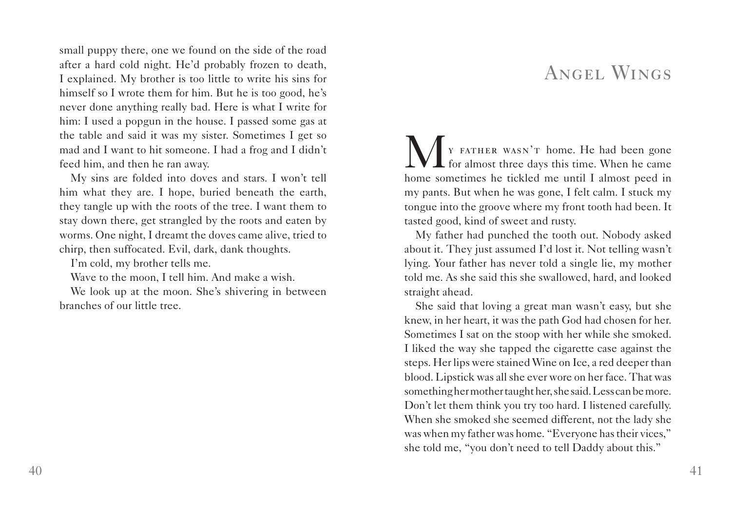small puppy there, one we found on the side of the road after a hard cold night. He'd probably frozen to death, I explained. My brother is too little to write his sins for himself so I wrote them for him. But he is too good, he's never done anything really bad. Here is what I write for him: I used a popgun in the house. I passed some gas at the table and said it was my sister. Sometimes I get so mad and I want to hit someone. I had a frog and I didn't feed him, and then he ran away.

My sins are folded into doves and stars. I won't tell him what they are. I hope, buried beneath the earth, they tangle up with the roots of the tree. I want them to stay down there, get strangled by the roots and eaten by worms. One night, I dreamt the doves came alive, tried to chirp, then suffocated. Evil, dark, dank thoughts.

I'm cold, my brother tells me.

Wave to the moon, I tell him. And make a wish.

We look up at the moon. She's shivering in between branches of our little tree.

# Angel Wings

My father wasn't home. He had been gone for almost three days this time. When he came home sometimes he tickled me until I almost peed in my pants. But when he was gone, I felt calm. I stuck my tongue into the groove where my front tooth had been. It tasted good, kind of sweet and rusty.

My father had punched the tooth out. Nobody asked about it. They just assumed I'd lost it. Not telling wasn't lying. Your father has never told a single lie, my mother told me. As she said this she swallowed, hard, and looked straight ahead.

She said that loving a great man wasn't easy, but she knew, in her heart, it was the path God had chosen for her. Sometimes I sat on the stoop with her while she smoked. I liked the way she tapped the cigarette case against the steps. Her lips were stained Wine on Ice, a red deeper than blood. Lipstick was all she ever wore on her face. That was something her mother taught her, she said. Less can be more. Don't let them think you try too hard. I listened carefully. When she smoked she seemed different, not the lady she was when my father was home. "Everyone has their vices," she told me, "you don't need to tell Daddy about this."